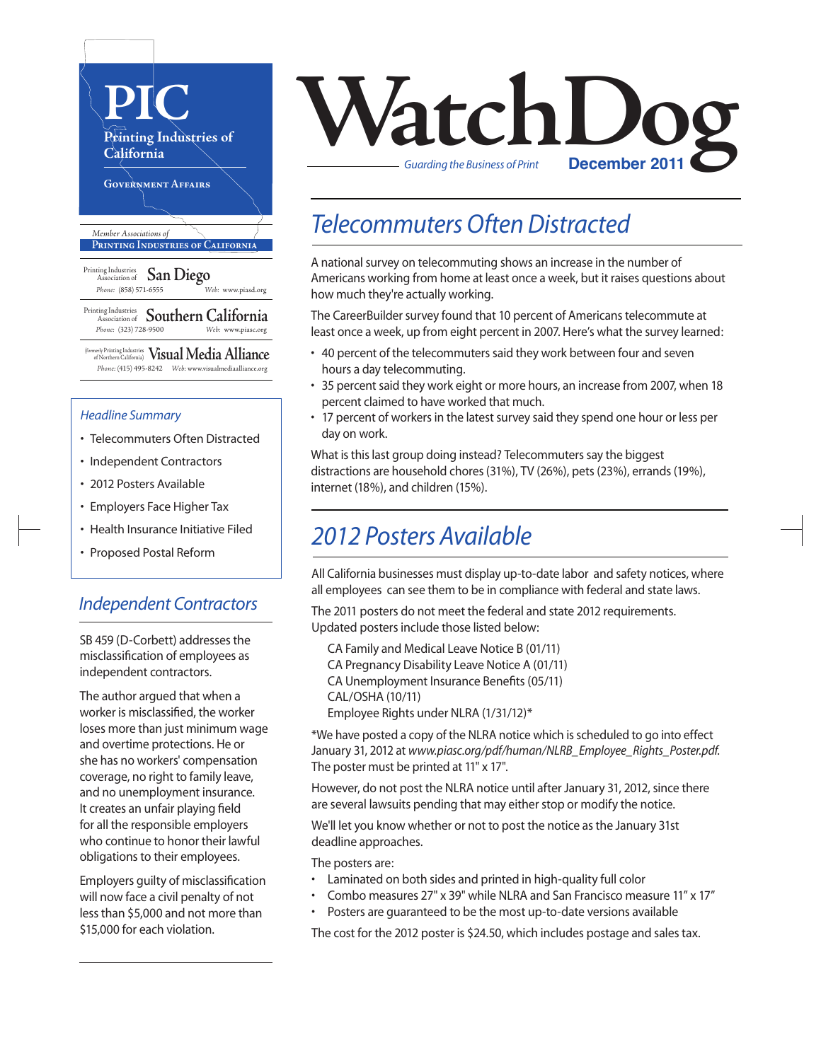# WatchDog

*Guarding the Business of Print* **December 2011**

**PIC**
Printing Industries of California
Government Affairs

*Member Associations of* Printing Industries of California

**Printing Industries Association of San Diego**
Phone: (858) 571-6555 Web: www.piasd.org

**Printing Industries Association of Southern California**
Phone: (323) 728-9500 Web: www.piasc.org

**Visual Media Alliance** (formerly Printing Industries of Northern California)
Phone: (415) 495-8242 Web: www.visualmediaalliance.org

### *Headline Summary*

- Telecommuters Often Distracted
- Independent Contractors
- 2012 Posters Available
- Employers Face Higher Tax
- Health Insurance Initiative Filed
- Proposed Postal Reform

## *Independent Contractors*

SB 459 (D-Corbett) addresses the misclassification of employees as independent contractors.

The author argued that when a worker is misclassified, the worker loses more than just minimum wage and overtime protections. He or she has no workers' compensation coverage, no right to family leave, and no unemployment insurance. It creates an unfair playing field for all the responsible employers who continue to honor their lawful obligations to their employees.

Employers guilty of misclassification will now face a civil penalty of not less than $5,000 and not more than $15,000 for each violation.

## *Telecommuters Often Distracted*

A national survey on telecommuting shows an increase in the number of Americans working from home at least once a week, but it raises questions about how much they're actually working.

The CareerBuilder survey found that 10 percent of Americans telecommute at least once a week, up from eight percent in 2007. Here's what the survey learned:

- 40 percent of the telecommuters said they work between four and seven hours a day telecommuting.
- 35 percent said they work eight or more hours, an increase from 2007, when 18 percent claimed to have worked that much.
- 17 percent of workers in the latest survey said they spend one hour or less per day on work.

What is this last group doing instead? Telecommuters say the biggest distractions are household chores (31%), TV (26%), pets (23%), errands (19%), internet (18%), and children (15%).

## *2012 Posters Available*

All California businesses must display up-to-date labor and safety notices, where all employees can see them to be in compliance with federal and state laws.

The 2011 posters do not meet the federal and state 2012 requirements. Updated posters include those listed below:

CA Family and Medical Leave Notice B (01/11)
CA Pregnancy Disability Leave Notice A (01/11)
CA Unemployment Insurance Benefits (05/11)
CAL/OSHA (10/11)
Employee Rights under NLRA (1/31/12)*

*We have posted a copy of the NLRA notice which is scheduled to go into effect January 31, 2012 at *www.piasc.org/pdf/human/NLRB_Employee_Rights_Poster.pdf.* The poster must be printed at 11" x 17".

However, do not post the NLRA notice until after January 31, 2012, since there are several lawsuits pending that may either stop or modify the notice.

We'll let you know whether or not to post the notice as the January 31st deadline approaches.

The posters are:

- Laminated on both sides and printed in high-quality full color
- Combo measures 27" x 39" while NLRA and San Francisco measure 11" x 17"
- Posters are guaranteed to be the most up-to-date versions available

The cost for the 2012 poster is $24.50, which includes postage and sales tax.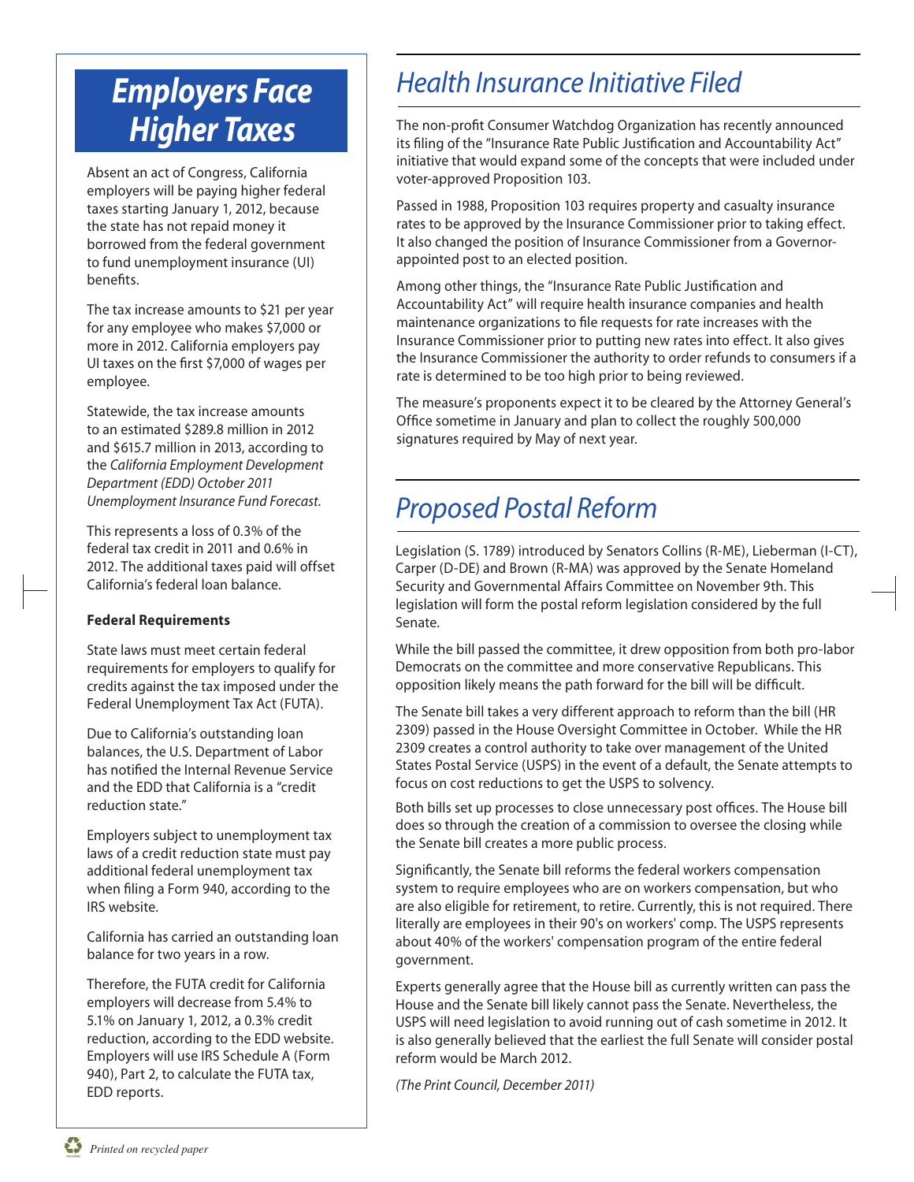# Employers Face Higher Taxes

Absent an act of Congress, California employers will be paying higher federal taxes starting January 1, 2012, because the state has not repaid money it borrowed from the federal government to fund unemployment insurance (UI) benefits.

The tax increase amounts to $21 per year for any employee who makes $7,000 or more in 2012. California employers pay UI taxes on the first $7,000 of wages per employee.

Statewide, the tax increase amounts to an estimated $289.8 million in 2012 and $615.7 million in 2013, according to the *California Employment Development Department (EDD) October 2011 Unemployment Insurance Fund Forecast*.

This represents a loss of 0.3% of the federal tax credit in 2011 and 0.6% in 2012. The additional taxes paid will offset California's federal loan balance.

**Federal Requirements**

State laws must meet certain federal requirements for employers to qualify for credits against the tax imposed under the Federal Unemployment Tax Act (FUTA).

Due to California's outstanding loan balances, the U.S. Department of Labor has notified the Internal Revenue Service and the EDD that California is a "credit reduction state."

Employers subject to unemployment tax laws of a credit reduction state must pay additional federal unemployment tax when filing a Form 940, according to the IRS website.

California has carried an outstanding loan balance for two years in a row.

Therefore, the FUTA credit for California employers will decrease from 5.4% to 5.1% on January 1, 2012, a 0.3% credit reduction, according to the EDD website. Employers will use IRS Schedule A (Form 940), Part 2, to calculate the FUTA tax, EDD reports.

# Health Insurance Initiative Filed

The non-profit Consumer Watchdog Organization has recently announced its filing of the "Insurance Rate Public Justification and Accountability Act" initiative that would expand some of the concepts that were included under voter-approved Proposition 103.

Passed in 1988, Proposition 103 requires property and casualty insurance rates to be approved by the Insurance Commissioner prior to taking effect. It also changed the position of Insurance Commissioner from a Governor-appointed post to an elected position.

Among other things, the "Insurance Rate Public Justification and Accountability Act" will require health insurance companies and health maintenance organizations to file requests for rate increases with the Insurance Commissioner prior to putting new rates into effect. It also gives the Insurance Commissioner the authority to order refunds to consumers if a rate is determined to be too high prior to being reviewed.

The measure's proponents expect it to be cleared by the Attorney General's Office sometime in January and plan to collect the roughly 500,000 signatures required by May of next year.

# Proposed Postal Reform

Legislation (S. 1789) introduced by Senators Collins (R-ME), Lieberman (I-CT), Carper (D-DE) and Brown (R-MA) was approved by the Senate Homeland Security and Governmental Affairs Committee on November 9th. This legislation will form the postal reform legislation considered by the full Senate.

While the bill passed the committee, it drew opposition from both pro-labor Democrats on the committee and more conservative Republicans. This opposition likely means the path forward for the bill will be difficult.

The Senate bill takes a very different approach to reform than the bill (HR 2309) passed in the House Oversight Committee in October. While the HR 2309 creates a control authority to take over management of the United States Postal Service (USPS) in the event of a default, the Senate attempts to focus on cost reductions to get the USPS to solvency.

Both bills set up processes to close unnecessary post offices. The House bill does so through the creation of a commission to oversee the closing while the Senate bill creates a more public process.

Significantly, the Senate bill reforms the federal workers compensation system to require employees who are on workers compensation, but who are also eligible for retirement, to retire. Currently, this is not required. There literally are employees in their 90's on workers' comp. The USPS represents about 40% of the workers' compensation program of the entire federal government.

Experts generally agree that the House bill as currently written can pass the House and the Senate bill likely cannot pass the Senate. Nevertheless, the USPS will need legislation to avoid running out of cash sometime in 2012. It is also generally believed that the earliest the full Senate will consider postal reform would be March 2012.

*(The Print Council, December 2011)*

*Printed on recycled paper*